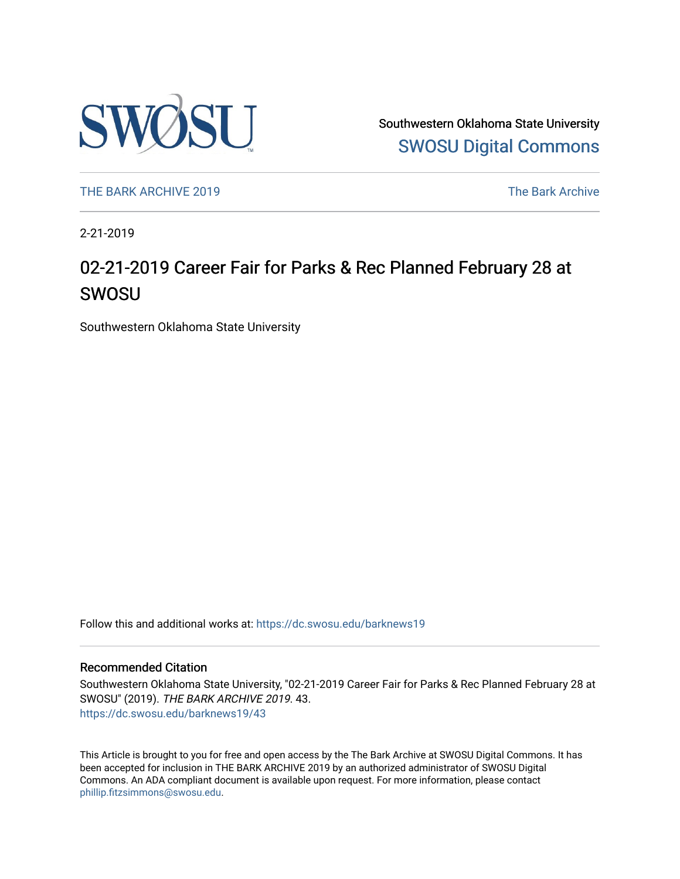Southwestern Oklahoma State University
SWOSU Digital Commons

THE BARK ARCHIVE 2019 The Bark Archive

2-21-2019

# 02-21-2019 Career Fair for Parks & Rec Planned February 28 at SWOSU

Southwestern Oklahoma State University

Follow this and additional works at: https://dc.swosu.edu/barknews19

## Recommended Citation

Southwestern Oklahoma State University, "02-21-2019 Career Fair for Parks & Rec Planned February 28 at SWOSU" (2019). *THE BARK ARCHIVE 2019*. 43.
https://dc.swosu.edu/barknews19/43

This Article is brought to you for free and open access by the The Bark Archive at SWOSU Digital Commons. It has been accepted for inclusion in THE BARK ARCHIVE 2019 by an authorized administrator of SWOSU Digital Commons. An ADA compliant document is available upon request. For more information, please contact phillip.fitzsimmons@swosu.edu.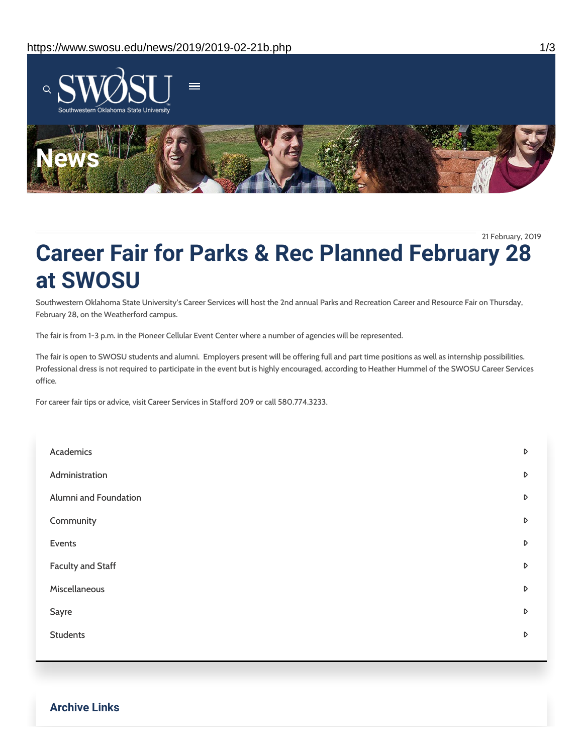SWOSU

Southwestern Oklahoma State University

# News

21 February, 2019

# Career Fair for Parks & Rec Planned February 28 at SWOSU

Southwestern Oklahoma State University's Career Services will host the 2nd annual Parks and Recreation Career and Resource Fair on Thursday, February 28, on the Weatherford campus.

The fair is from 1-3 p.m. in the Pioneer Cellular Event Center where a number of agencies will be represented.

The fair is open to SWOSU students and alumni. Employers present will be offering full and part time positions as well as internship possibilities. Professional dress is not required to participate in the event but is highly encouraged, according to Heather Hummel of the SWOSU Career Services office.

For career fair tips or advice, visit Career Services in Stafford 209 or call 580.774.3233.

- Academics
- Administration
- Alumni and Foundation
- Community
- Events
- Faculty and Staff
- Miscellaneous
- Sayre
- Students

## Archive Links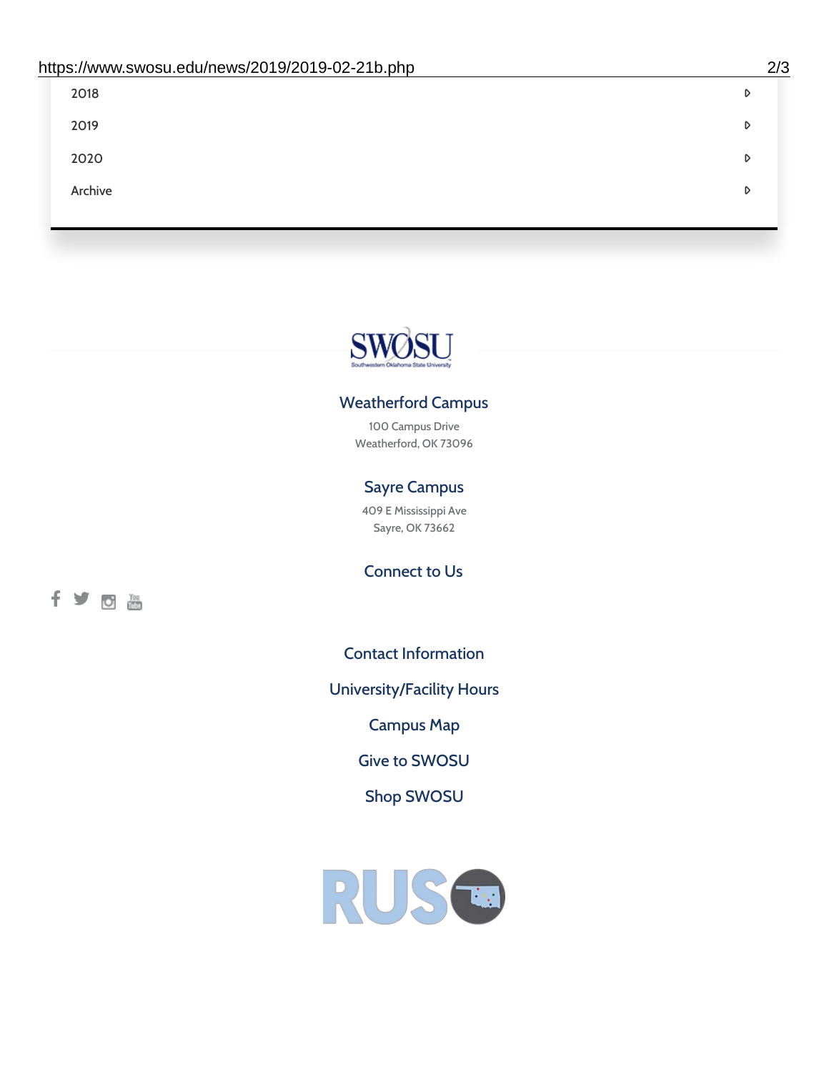- 2018
- 2019
- 2020
- Archive

SWOSU
Southwestern Oklahoma State University

## Weatherford Campus

100 Campus Drive
Weatherford, OK 73096

## Sayre Campus

409 E Mississippi Ave
Sayre, OK 73662

## Connect to Us

Contact Information

University/Facility Hours

Campus Map

Give to SWOSU

Shop SWOSU

RUSO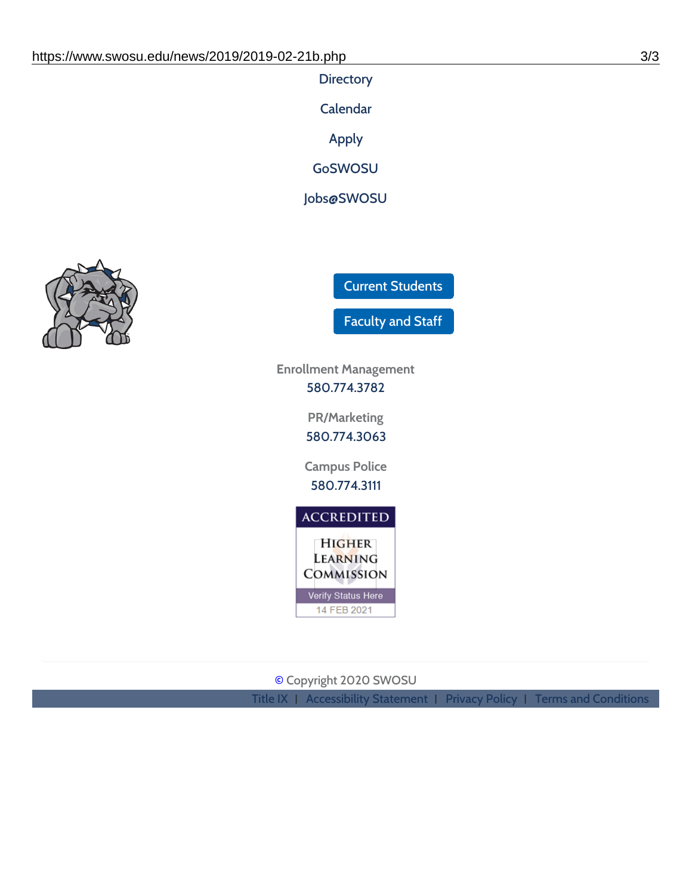Directory

Calendar

Apply

GoSWOSU

Jobs@SWOSU

Current Students

Faculty and Staff

Enrollment Management
580.774.3782

PR/Marketing
580.774.3063

Campus Police
580.774.3111

ACCREDITED
HIGHER LEARNING COMMISSION
Verify Status Here
14 FEB 2021

© Copyright 2020 SWOSU

Title IX | Accessibility Statement | Privacy Policy | Terms and Conditions